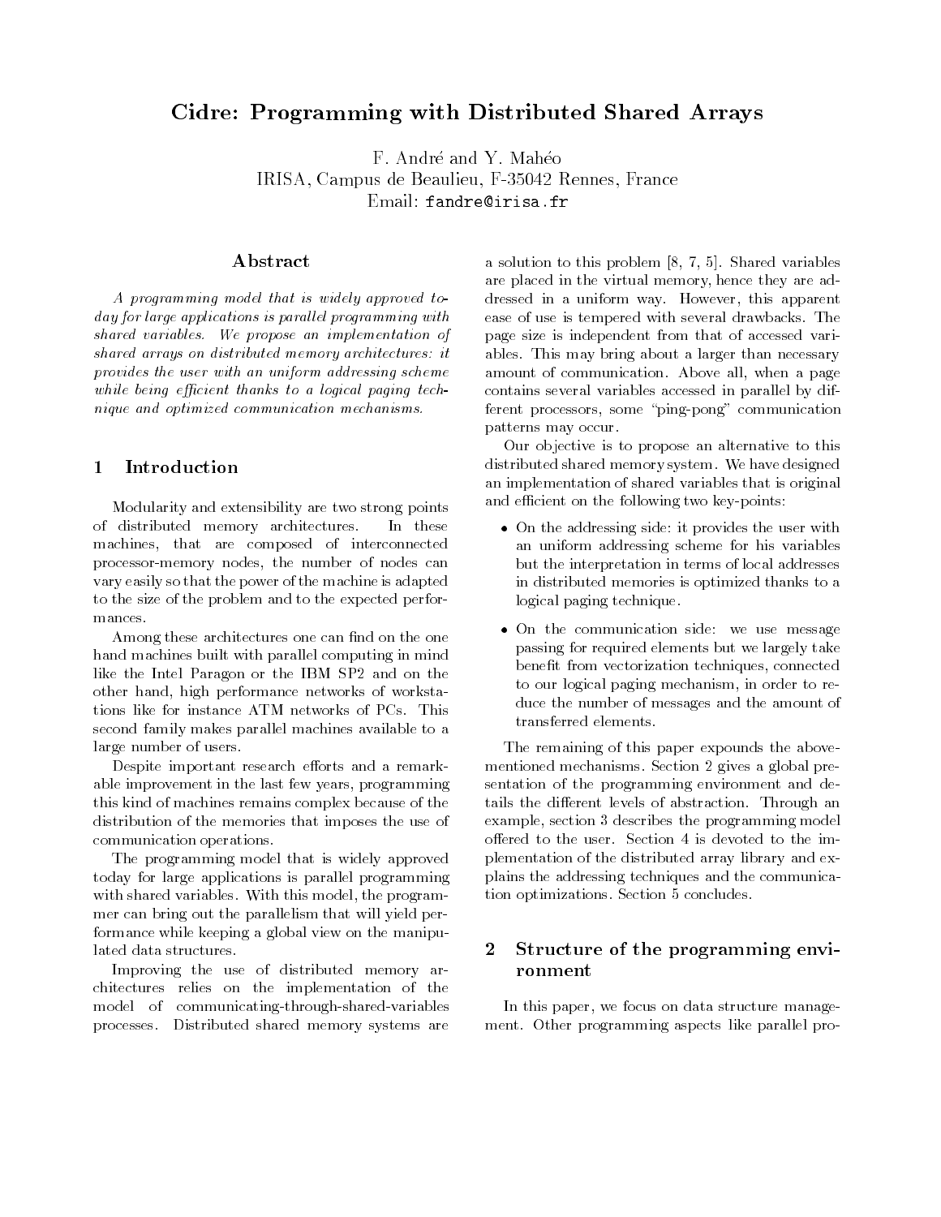# Cidre: Programming with Distributed Shared Arrays

F. André and Y. Mahéo
IRISA, Campus de Beaulieu, F-35042 Rennes, France
Email: fandre@irisa.fr

## Abstract

*A programming model that is widely approved today for large applications is parallel programming with shared variables. We propose an implementation of shared arrays on distributed memory architectures: it provides the user with an uniform addressing scheme while being efficient thanks to a logical paging technique and optimized communication mechanisms.*

## 1 Introduction

Modularity and extensibility are two strong points of distributed memory architectures. In these machines, that are composed of interconnected processor-memory nodes, the number of nodes can vary easily so that the power of the machine is adapted to the size of the problem and to the expected performances.

Among these architectures one can find on the one hand machines built with parallel computing in mind like the Intel Paragon or the IBM SP2 and on the other hand, high performance networks of workstations like for instance ATM networks of PCs. This second family makes parallel machines available to a large number of users.

Despite important research efforts and a remarkable improvement in the last few years, programming this kind of machines remains complex because of the distribution of the memories that imposes the use of communication operations.

The programming model that is widely approved today for large applications is parallel programming with shared variables. With this model, the programmer can bring out the parallelism that will yield performance while keeping a global view on the manipulated data structures.

Improving the use of distributed memory architectures relies on the implementation of the model of communicating-through-shared-variables processes. Distributed shared memory systems are a solution to this problem [8, 7, 5]. Shared variables are placed in the virtual memory, hence they are addressed in a uniform way. However, this apparent ease of use is tempered with several drawbacks. The page size is independent from that of accessed variables. This may bring about a larger than necessary amount of communication. Above all, when a page contains several variables accessed in parallel by different processors, some "ping-pong" communication patterns may occur.

Our objective is to propose an alternative to this distributed shared memory system. We have designed an implementation of shared variables that is original and efficient on the following two key-points:

- On the addressing side: it provides the user with an uniform addressing scheme for his variables but the interpretation in terms of local addresses in distributed memories is optimized thanks to a logical paging technique.
- On the communication side: we use message passing for required elements but we largely take benefit from vectorization techniques, connected to our logical paging mechanism, in order to reduce the number of messages and the amount of transferred elements.

The remaining of this paper expounds the above-mentioned mechanisms. Section 2 gives a global presentation of the programming environment and details the different levels of abstraction. Through an example, section 3 describes the programming model offered to the user. Section 4 is devoted to the implementation of the distributed array library and explains the addressing techniques and the communication optimizations. Section 5 concludes.

## 2 Structure of the programming environment

In this paper, we focus on data structure management. Other programming aspects like parallel pro-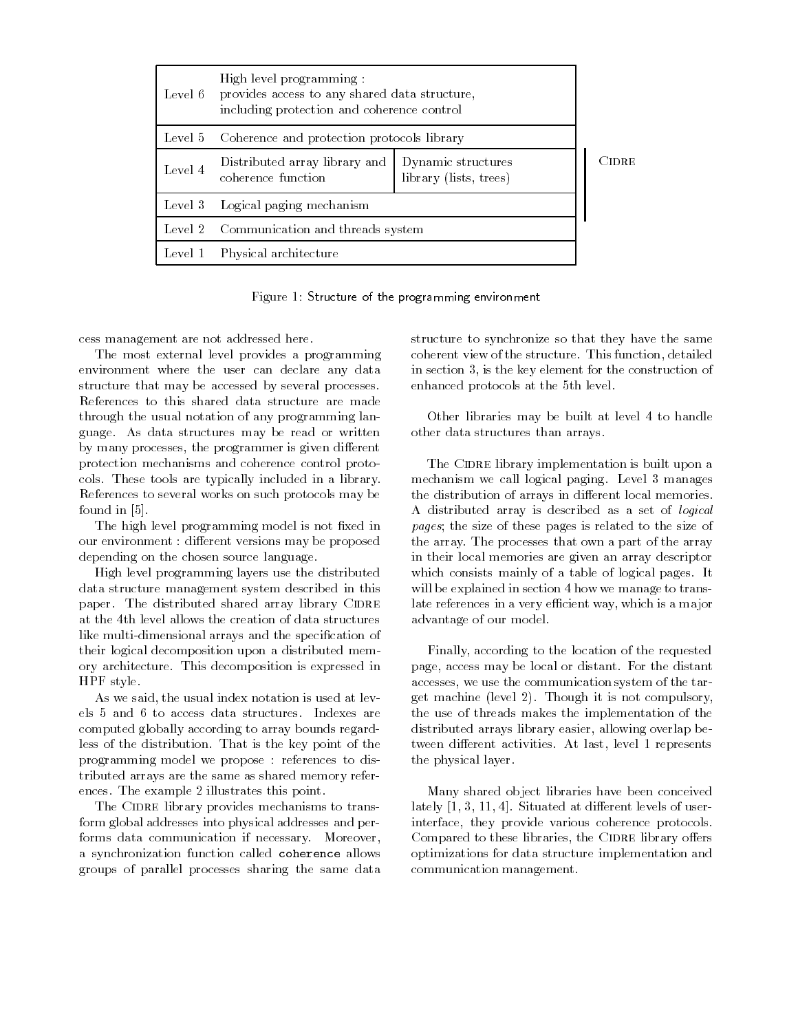| Level | Description | |
|---|---|---|
| Level 6 | High level programming : provides access to any shared data structure, including protection and coherence control | |
| Level 5 | Coherence and protection protocols library | |
| Level 4 | Distributed array library and coherence function | Dynamic structures library (lists, trees) |
| Level 3 | Logical paging mechanism | |
| Level 2 | Communication and threads system | |
| Level 1 | Physical architecture | |

CIDRE (Levels 2–4)

Figure 1: Structure of the programming environment

cess management are not addressed here.

The most external level provides a programming environment where the user can declare any data structure that may be accessed by several processes. References to this shared data structure are made through the usual notation of any programming language. As data structures may be read or written by many processes, the programmer is given different protection mechanisms and coherence control protocols. These tools are typically included in a library. References to several works on such protocols may be found in [5].

The high level programming model is not fixed in our environment : different versions may be proposed depending on the chosen source language.

High level programming layers use the distributed data structure management system described in this paper. The distributed shared array library CIDRE at the 4th level allows the creation of data structures like multi-dimensional arrays and the specification of their logical decomposition upon a distributed memory architecture. This decomposition is expressed in HPF style.

As we said, the usual index notation is used at levels 5 and 6 to access data structures. Indexes are computed globally according to array bounds regardless of the distribution. That is the key point of the programming model we propose : references to distributed arrays are the same as shared memory references. The example 2 illustrates this point.

The CIDRE library provides mechanisms to transform global addresses into physical addresses and performs data communication if necessary. Moreover, a synchronization function called `coherence` allows groups of parallel processes sharing the same data structure to synchronize so that they have the same coherent view of the structure. This function, detailed in section 3, is the key element for the construction of enhanced protocols at the 5th level.

Other libraries may be built at level 4 to handle other data structures than arrays.

The CIDRE library implementation is built upon a mechanism we call logical paging. Level 3 manages the distribution of arrays in different local memories. A distributed array is described as a set of *logical pages*; the size of these pages is related to the size of the array. The processes that own a part of the array in their local memories are given an array descriptor which consists mainly of a table of logical pages. It will be explained in section 4 how we manage to translate references in a very efficient way, which is a major advantage of our model.

Finally, according to the location of the requested page, access may be local or distant. For the distant accesses, we use the communication system of the target machine (level 2). Though it is not compulsory, the use of threads makes the implementation of the distributed arrays library easier, allowing overlap between different activities. At last, level 1 represents the physical layer.

Many shared object libraries have been conceived lately [1, 3, 11, 4]. Situated at different levels of user-interface, they provide various coherence protocols. Compared to these libraries, the CIDRE library offers optimizations for data structure implementation and communication management.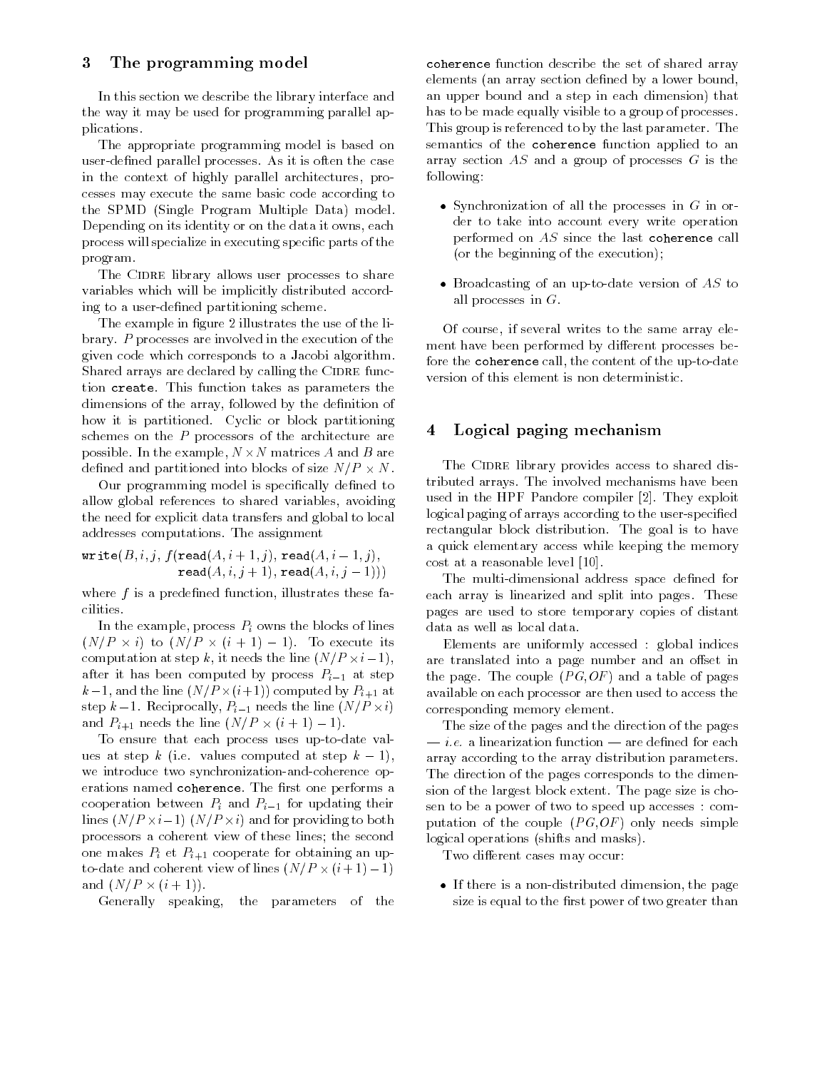## 3 The programming model

In this section we describe the library interface and the way it may be used for programming parallel applications.

The appropriate programming model is based on user-defined parallel processes. As it is often the case in the context of highly parallel architectures, processes may execute the same basic code according to the SPMD (Single Program Multiple Data) model. Depending on its identity or on the data it owns, each process will specialize in executing specific parts of the program.

The Cidre library allows user processes to share variables which will be implicitly distributed according to a user-defined partitioning scheme.

The example in figure 2 illustrates the use of the library. $P$ processes are involved in the execution of the given code which corresponds to a Jacobi algorithm. Shared arrays are declared by calling the Cidre function `create`. This function takes as parameters the dimensions of the array, followed by the definition of how it is partitioned. Cyclic or block partitioning schemes on the $P$ processors of the architecture are possible. In the example, $N \times N$ matrices $A$ and $B$ are defined and partitioned into blocks of size $N/P \times N$.

Our programming model is specifically defined to allow global references to shared variables, avoiding the need for explicit data transfers and global to local addresses computations. The assignment

$$\texttt{write}(B, i, j, f(\texttt{read}(A, i+1, j), \texttt{read}(A, i-1, j), \texttt{read}(A, i, j+1), \texttt{read}(A, i, j-1)))$$

where $f$ is a predefined function, illustrates these facilities.

In the example, process $P_i$ owns the blocks of lines $(N/P \times i)$ to $(N/P \times (i+1) - 1)$. To execute its computation at step $k$, it needs the line $(N/P \times i - 1)$, after it has been computed by process $P_{i-1}$ at step $k-1$, and the line $(N/P \times (i+1))$ computed by $P_{i+1}$ at step $k-1$. Reciprocally, $P_{i-1}$ needs the line $(N/P \times i)$ and $P_{i+1}$ needs the line $(N/P \times (i+1) - 1)$.

To ensure that each process uses up-to-date values at step $k$ (i.e. values computed at step $k-1$), we introduce two synchronization-and-coherence operations named `coherence`. The first one performs a cooperation between $P_i$ and $P_{i-1}$ for updating their lines $(N/P \times i - 1)$ $(N/P \times i)$ and for providing to both processors a coherent view of these lines; the second one makes $P_i$ et $P_{i+1}$ cooperate for obtaining an up-to-date and coherent view of lines $(N/P \times (i+1) - 1)$ and $(N/P \times (i+1))$.

Generally speaking, the parameters of the `coherence` function describe the set of shared array elements (an array section defined by a lower bound, an upper bound and a step in each dimension) that has to be made equally visible to a group of processes. This group is referenced to by the last parameter. The semantics of the `coherence` function applied to an array section $AS$ and a group of processes $G$ is the following:

- Synchronization of all the processes in $G$ in order to take into account every write operation performed on $AS$ since the last `coherence` call (or the beginning of the execution);
- Broadcasting of an up-to-date version of $AS$ to all processes in $G$.

Of course, if several writes to the same array element have been performed by different processes before the `coherence` call, the content of the up-to-date version of this element is non deterministic.

## 4 Logical paging mechanism

The Cidre library provides access to shared distributed arrays. The involved mechanisms have been used in the HPF Pandore compiler [2]. They exploit logical paging of arrays according to the user-specified rectangular block distribution. The goal is to have a quick elementary access while keeping the memory cost at a reasonable level [10].

The multi-dimensional address space defined for each array is linearized and split into pages. These pages are used to store temporary copies of distant data as well as local data.

Elements are uniformly accessed : global indices are translated into a page number and an offset in the page. The couple $(PG, OF)$ and a table of pages available on each processor are then used to access the corresponding memory element.

The size of the pages and the direction of the pages — *i.e.* a linearization function — are defined for each array according to the array distribution parameters. The direction of the pages corresponds to the dimension of the largest block extent. The page size is chosen to be a power of two to speed up accesses : computation of the couple $(PG, OF)$ only needs simple logical operations (shifts and masks).

Two different cases may occur:

- If there is a non-distributed dimension, the page size is equal to the first power of two greater than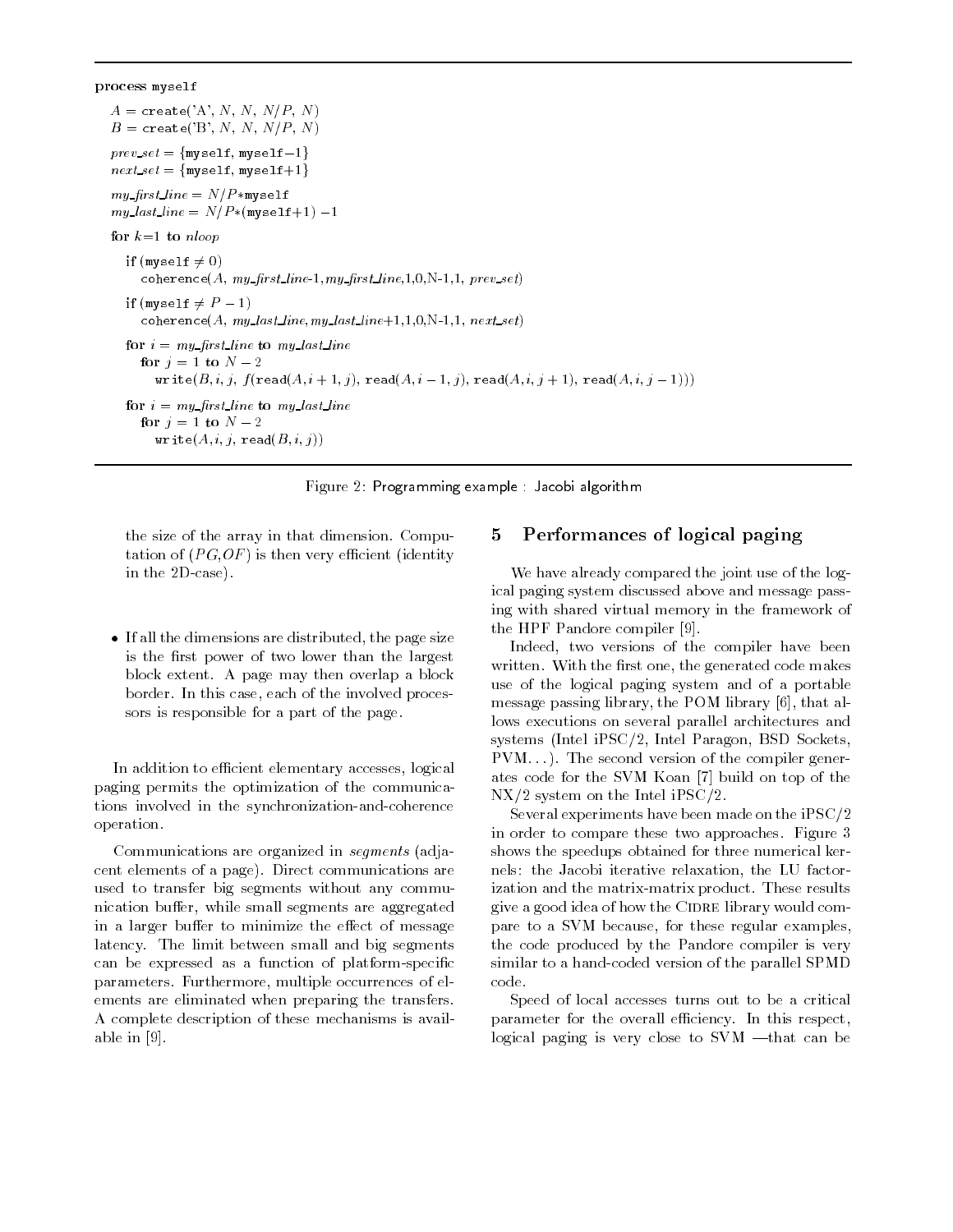```
process myself
  A = create('A', N, N, N/P, N)
  B = create('B', N, N, N/P, N)

  prev_set = {myself, myself−1}
  next_set = {myself, myself+1}

  my_first_line = N/P*myself
  my_last_line = N/P*(myself+1) −1

  for k=1 to nloop

    if (myself ≠ 0)
      coherence(A, my_first_line-1, my_first_line,1,0,N-1,1, prev_set)

    if (myself ≠ P − 1)
      coherence(A, my_last_line, my_last_line+1,1,0,N-1,1, next_set)

    for i = my_first_line to my_last_line
      for j = 1 to N − 2
        write(B, i, j, f(read(A, i + 1, j), read(A, i − 1, j), read(A, i, j + 1), read(A, i, j − 1)))

    for i = my_first_line to my_last_line
      for j = 1 to N − 2
        write(A, i, j, read(B, i, j))
```

Figure 2: Programming example : Jacobi algorithm

the size of the array in that dimension. Computation of ($PG$,$OF$) is then very efficient (identity in the 2D-case).

- If all the dimensions are distributed, the page size is the first power of two lower than the largest block extent. A page may then overlap a block border. In this case, each of the involved processors is responsible for a part of the page.

In addition to efficient elementary accesses, logical paging permits the optimization of the communications involved in the synchronization-and-coherence operation.

Communications are organized in *segments* (adjacent elements of a page). Direct communications are used to transfer big segments without any communication buffer, while small segments are aggregated in a larger buffer to minimize the effect of message latency. The limit between small and big segments can be expressed as a function of platform-specific parameters. Furthermore, multiple occurrences of elements are eliminated when preparing the transfers. A complete description of these mechanisms is available in [9].

## 5 Performances of logical paging

We have already compared the joint use of the logical paging system discussed above and message passing with shared virtual memory in the framework of the HPF Pandore compiler [9].

Indeed, two versions of the compiler have been written. With the first one, the generated code makes use of the logical paging system and of a portable message passing library, the POM library [6], that allows executions on several parallel architectures and systems (Intel iPSC/2, Intel Paragon, BSD Sockets, PVM...). The second version of the compiler generates code for the SVM Koan [7] build on top of the NX/2 system on the Intel iPSC/2.

Several experiments have been made on the iPSC/2 in order to compare these two approaches. Figure 3 shows the speedups obtained for three numerical kernels: the Jacobi iterative relaxation, the LU factorization and the matrix-matrix product. These results give a good idea of how the Cidre library would compare to a SVM because, for these regular examples, the code produced by the Pandore compiler is very similar to a hand-coded version of the parallel SPMD code.

Speed of local accesses turns out to be a critical parameter for the overall efficiency. In this respect, logical paging is very close to SVM —that can be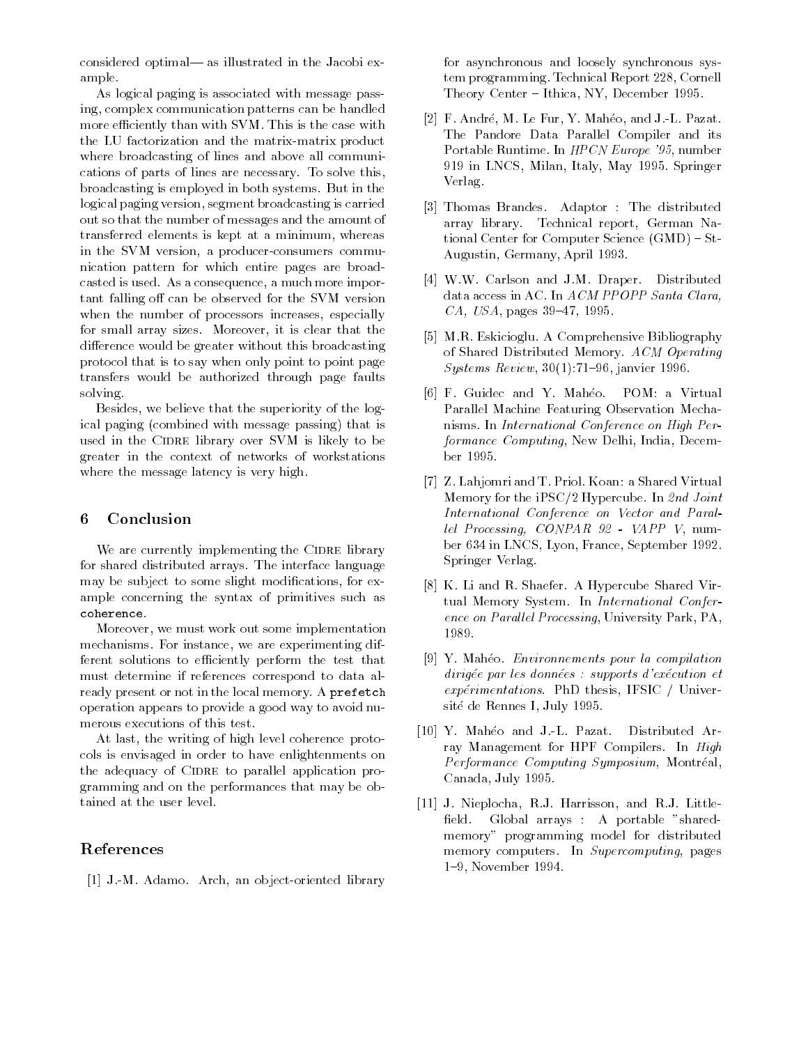considered optimal— as illustrated in the Jacobi example.

As logical paging is associated with message passing, complex communication patterns can be handled more efficiently than with SVM. This is the case with the LU factorization and the matrix-matrix product where broadcasting of lines and above all communications of parts of lines are necessary. To solve this, broadcasting is employed in both systems. But in the logical paging version, segment broadcasting is carried out so that the number of messages and the amount of transferred elements is kept at a minimum, whereas in the SVM version, a producer-consumers communication pattern for which entire pages are broadcasted is used. As a consequence, a much more important falling off can be observed for the SVM version when the number of processors increases, especially for small array sizes. Moreover, it is clear that the difference would be greater without this broadcasting protocol that is to say when only point to point page transfers would be authorized through page faults solving.

Besides, we believe that the superiority of the logical paging (combined with message passing) that is used in the Cidre library over SVM is likely to be greater in the context of networks of workstations where the message latency is very high.

## 6 Conclusion

We are currently implementing the Cidre library for shared distributed arrays. The interface language may be subject to some slight modifications, for example concerning the syntax of primitives such as `coherence`.

Moreover, we must work out some implementation mechanisms. For instance, we are experimenting different solutions to efficiently perform the test that must determine if references correspond to data already present or not in the local memory. A `prefetch` operation appears to provide a good way to avoid numerous executions of this test.

At last, the writing of high level coherence protocols is envisaged in order to have enlightenments on the adequacy of Cidre to parallel application programming and on the performances that may be obtained at the user level.

## References

[1] J.-M. Adamo. Arch, an object-oriented library for asynchronous and loosely synchronous system programming. Technical Report 228, Cornell Theory Center – Ithica, NY, December 1995.

[2] F. André, M. Le Fur, Y. Mahéo, and J.-L. Pazat. The Pandore Data Parallel Compiler and its Portable Runtime. In *HPCN Europe '95*, number 919 in LNCS, Milan, Italy, May 1995. Springer Verlag.

[3] Thomas Brandes. Adaptor : The distributed array library. Technical report, German National Center for Computer Science (GMD) – St-Augustin, Germany, April 1993.

[4] W.W. Carlson and J.M. Draper. Distributed data access in AC. In *ACM PPOPP Santa Clara, CA, USA*, pages 39–47, 1995.

[5] M.R. Eskicioglu. A Comprehensive Bibliography of Shared Distributed Memory. *ACM Operating Systems Review*, 30(1):71–96, janvier 1996.

[6] F. Guidec and Y. Mahéo. POM: a Virtual Parallel Machine Featuring Observation Mechanisms. In *International Conference on High Performance Computing*, New Delhi, India, December 1995.

[7] Z. Lahjomri and T. Priol. Koan: a Shared Virtual Memory for the iPSC/2 Hypercube. In *2nd Joint International Conference on Vector and Parallel Processing, CONPAR 92 - VAPP V*, number 634 in LNCS, Lyon, France, September 1992. Springer Verlag.

[8] K. Li and R. Shaefer. A Hypercube Shared Virtual Memory System. In *International Conference on Parallel Processing*, University Park, PA, 1989.

[9] Y. Mahéo. *Environnements pour la compilation dirigée par les données : supports d'exécution et expérimentations*. PhD thesis, IFSIC / Université de Rennes I, July 1995.

[10] Y. Mahéo and J.-L. Pazat. Distributed Array Management for HPF Compilers. In *High Performance Computing Symposium*, Montréal, Canada, July 1995.

[11] J. Nieplocha, R.J. Harrisson, and R.J. Littlefield. Global arrays : A portable "shared-memory" programming model for distributed memory computers. In *Supercomputing*, pages 1–9, November 1994.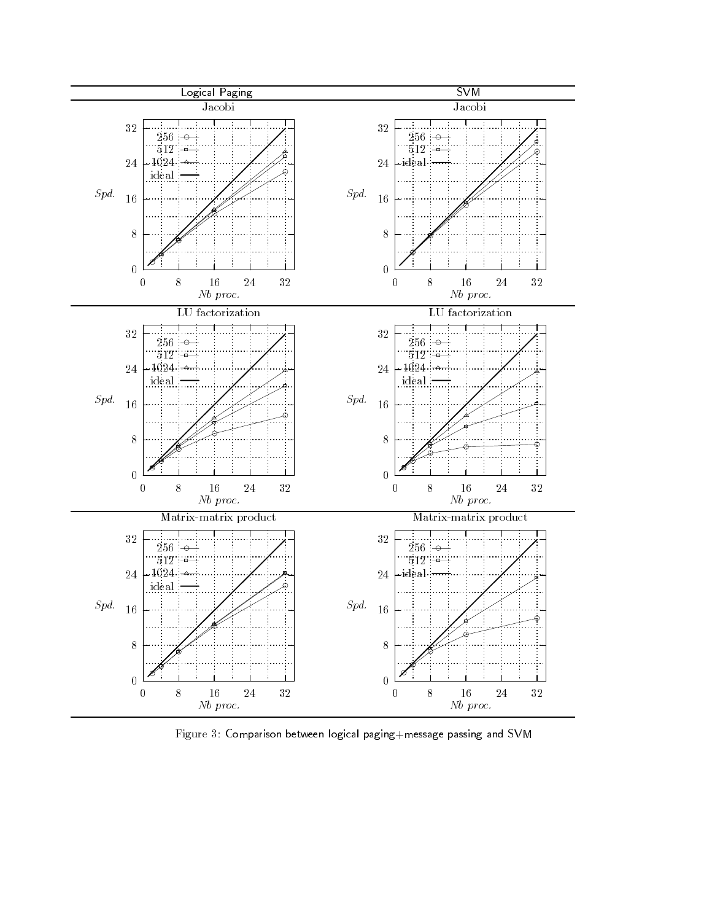| Logical Paging | SVM |
|---|---|
| Jacobi | Jacobi |
| LU factorization | LU factorization |
| Matrix-matrix product | Matrix-matrix product |

Jacobi (Logical Paging): Spd. 0 8 16 24 32; Nb proc. 0 8 16 24 32; 256, 512, 1024, ideal

Jacobi (SVM): Spd. 0 8 16 24 32; Nb proc. 0 8 16 24 32; 256, 512, ideal

LU factorization (Logical Paging): Spd. 0 8 16 24 32; Nb proc. 0 8 16 24 32; 256, 512, 1024, ideal

LU factorization (SVM): Spd. 0 8 16 24 32; Nb proc. 0 8 16 24 32; 256, 512, 1024, ideal

Matrix-matrix product (Logical Paging): Spd. 0 8 16 24 32; Nb proc. 0 8 16 24 32; 256, 512, 1024, ideal

Matrix-matrix product (SVM): Spd. 0 8 16 24 32; Nb proc. 0 8 16 24 32; 256, 512, ideal

Figure 3: Comparison between logical paging+message passing and SVM